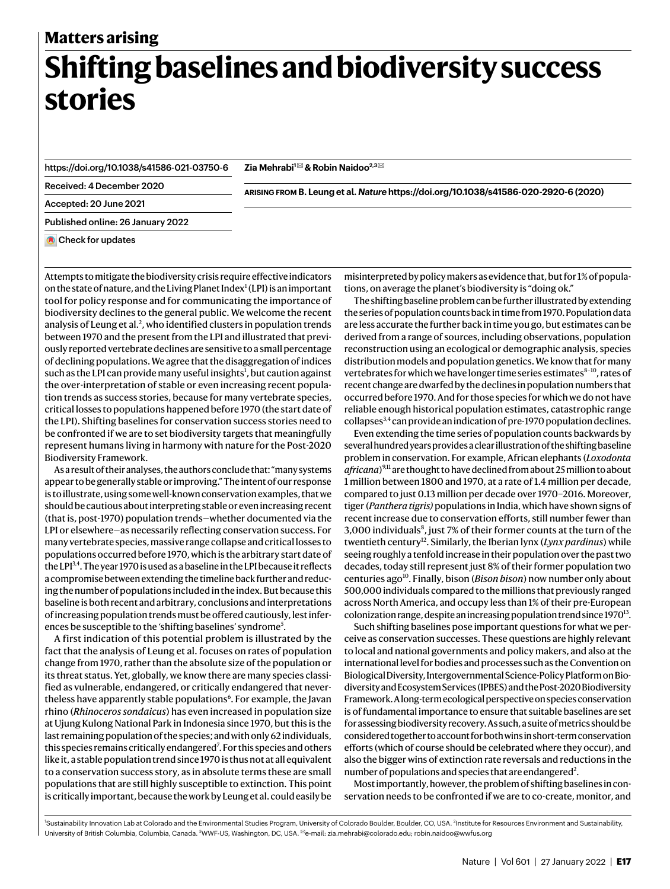**Matters arising**

# Shifting baselines and biodiversity success stories

https://doi.org/10.1038/s41586-021-03750-6

Received: 4 December 2020

Accepted: 20 June 2021

Published online: 26 January 2022

Check for updates

**Zia Mehrabi[1] ✉ & Robin Naidoo[2,3] ✉**

**ARISING FROM** B. Leung et al. *Nature* https://doi.org/10.1038/s41586-020-2920-6 (2020)

Attempts to mitigate the biodiversity crisis require effective indicators on the state of nature, and the Living Planet Index[1] (LPI) is an important tool for policy response and for communicating the importance of biodiversity declines to the general public. We welcome the recent analysis of Leung et al.[2], who identified clusters in population trends between 1970 and the present from the LPI and illustrated that previously reported vertebrate declines are sensitive to a small percentage of declining populations. We agree that the disaggregation of indices such as the LPI can provide many useful insights[1], but caution against the over-interpretation of stable or even increasing recent population trends as success stories, because for many vertebrate species, critical losses to populations happened before 1970 (the start date of the LPI). Shifting baselines for conservation success stories need to be confronted if we are to set biodiversity targets that meaningfully represent humans living in harmony with nature for the Post-2020 Biodiversity Framework.

As a result of their analyses, the authors conclude that: "many systems appear to be generally stable or improving." The intent of our response is to illustrate, using some well-known conservation examples, that we should be cautious about interpreting stable or even increasing recent (that is, post-1970) population trends—whether documented via the LPI or elsewhere—as necessarily reflecting conservation success. For many vertebrate species, massive range collapse and critical losses to populations occurred before 1970, which is the arbitrary start date of the LPI[3,4]. The year 1970 is used as a baseline in the LPI because it reflects a compromise between extending the timeline back further and reducing the number of populations included in the index. But because this baseline is both recent and arbitrary, conclusions and interpretations of increasing population trends must be offered cautiously, lest inferences be susceptible to the 'shifting baselines' syndrome[5].

A first indication of this potential problem is illustrated by the fact that the analysis of Leung et al. focuses on rates of population change from 1970, rather than the absolute size of the population or its threat status. Yet, globally, we know there are many species classified as vulnerable, endangered, or critically endangered that nevertheless have apparently stable populations[6]. For example, the Javan rhino (*Rhinoceros sondaicus*) has even increased in population size at Ujung Kulong National Park in Indonesia since 1970, but this is the last remaining population of the species; and with only 62 individuals, this species remains critically endangered[7]. For this species and others like it, a stable population trend since 1970 is thus not at all equivalent to a conservation success story, as in absolute terms these are small populations that are still highly susceptible to extinction. This point is critically important, because the work by Leung et al. could easily be misinterpreted by policy makers as evidence that, but for 1% of populations, on average the planet's biodiversity is "doing ok."

The shifting baseline problem can be further illustrated by extending the series of population counts back in time from 1970. Population data are less accurate the further back in time you go, but estimates can be derived from a range of sources, including observations, population reconstruction using an ecological or demographic analysis, species distribution models and population genetics. We know that for many vertebrates for which we have longer time series estimates[8–10], rates of recent change are dwarfed by the declines in population numbers that occurred before 1970. And for those species for which we do not have reliable enough historical population estimates, catastrophic range collapses[3,4] can provide an indication of pre-1970 population declines.

Even extending the time series of population counts backwards by several hundred years provides a clear illustration of the shifting baseline problem in conservation. For example, African elephants (*Loxodonta africana*)[9,11] are thought to have declined from about 25 million to about 1 million between 1800 and 1970, at a rate of 1.4 million per decade, compared to just 0.13 million per decade over 1970–2016. Moreover, tiger (*Panthera tigris)* populations in India, which have shown signs of recent increase due to conservation efforts, still number fewer than 3,000 individuals[8], just 7% of their former counts at the turn of the twentieth century[12]. Similarly, the Iberian lynx (*Lynx pardinus*) while seeing roughly a tenfold increase in their population over the past two decades, today still represent just 8% of their former population two centuries ago[10]. Finally, bison (*Bison bison*) now number only about 500,000 individuals compared to the millions that previously ranged across North America, and occupy less than 1% of their pre-European colonization range, despite an increasing population trend since 1970[13].

Such shifting baselines pose important questions for what we perceive as conservation successes. These questions are highly relevant to local and national governments and policy makers, and also at the international level for bodies and processes such as the Convention on Biological Diversity, Intergovernmental Science-Policy Platform on Biodiversity and Ecosystem Services (IPBES) and the Post-2020 Biodiversity Framework. A long-term ecological perspective on species conservation is of fundamental importance to ensure that suitable baselines are set for assessing biodiversity recovery. As such, a suite of metrics should be considered together to account for both wins in short-term conservation efforts (which of course should be celebrated where they occur), and also the bigger wins of extinction rate reversals and reductions in the number of populations and species that are endangered[2].

Most importantly, however, the problem of shifting baselines in conservation needs to be confronted if we are to co-create, monitor, and

[1]Sustainability Innovation Lab at Colorado and the Environmental Studies Program, University of Colorado Boulder, Boulder, CO, USA. [2]Institute for Resources Environment and Sustainability, University of British Columbia, Columbia, Canada. [3]WWF-US, Washington, DC, USA. ✉e-mail: zia.mehrabi@colorado.edu; robin.naidoo@wwfus.org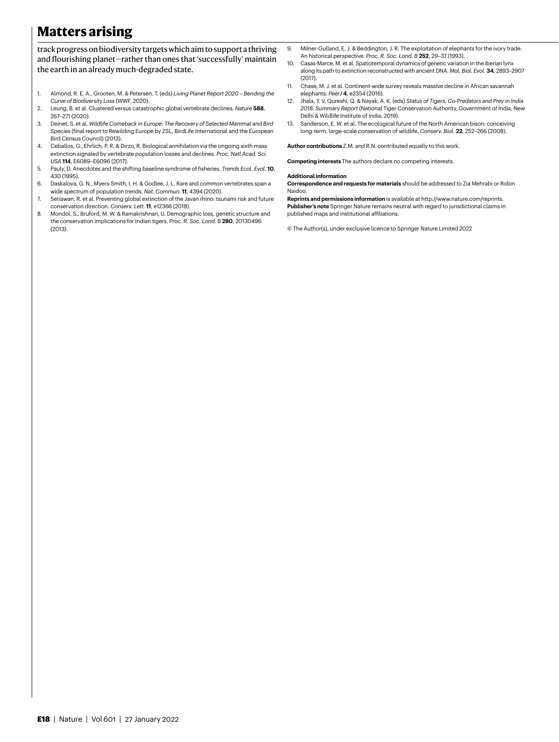track progress on biodiversity targets which aim to support a thriving and flourishing planet—rather than ones that 'successfully' maintain the earth in an already much-degraded state.

1. Almond, R. E. A., Grooten, M. & Petersen, T. (eds) *Living Planet Report 2020 – Bending the Curve of Biodiversity Loss* (WWF, 2020).
2. Leung, B. et al. Clustered versus catastrophic global vertebrate declines. *Nature* **588**, 267–271 (2020).
3. Deinet, S. et al. *Wildlife Comeback in Europe: The Recovery of Selected Mammal and Bird Species* (final report to Rewilding Europe by ZSL, BirdLife International and the European Bird Census Council) (2013).
4. Ceballos, G., Ehrlich, P. R. & Dirzo, R. Biological annihilation via the ongoing sixth mass extinction signaled by vertebrate population losses and declines. *Proc. Natl Acad. Sci. USA* **114**, E6089–E6096 (2017).
5. Pauly, D. Anecdotes and the shifting baseline syndrome of fisheries. *Trends Ecol. Evol.* **10**, 430 (1995).
6. Daskalova, G. N., Myers-Smith, I. H. & Godlee, J. L. Rare and common vertebrates span a wide spectrum of population trends. *Nat. Commun.* **11**, 4394 (2020).
7. Setiawan, R. et al. Preventing global extinction of the Javan rhino: tsunami risk and future conservation direction. *Conserv. Lett.* **11**, e12366 (2018).
8. Mondol, S., Bruford, M. W. & Ramakrishnan, U. Demographic loss, genetic structure and the conservation implications for Indian tigers. *Proc. R. Soc. Lond. B* **280**, 20130496 (2013).
9. Milner-Gulland, E. J. & Beddington, J. R. The exploitation of elephants for the ivory trade: An historical perspective. *Proc. R. Soc. Lond. B* **252**, 29–37 (1993).
10. Casas-Marce, M. et al. Spatiotemporal dynamics of genetic variation in the iberian lynx along its path to extinction reconstructed with ancient DNA. *Mol. Biol. Evol.* **34**, 2893–2907 (2017).
11. Chase, M. J. et al. Continent-wide survey reveals massive decline in African savannah elephants. *PeerJ* **4**, e2354 (2016).
12. Jhala, Y. V, Qureshi, Q. & Nayak, A. K. (eds) *Status of Tigers, Co-Predators and Prey in India 2018. Summary Report* (National Tiger Conservation Authority, Government of India, New Delhi & Wildlife Institute of India, 2019).
13. Sanderson, E. W. et al. The ecological future of the North American bison: conceiving long-term, large-scale conservation of wildlife. *Conserv. Biol.* **22**, 252–266 (2008).

**Author contributions** Z.M. and R.N. contributed equally to this work.

**Competing interests** The authors declare no competing interests.

**Additional information**

**Correspondence and requests for materials** should be addressed to Zia Mehrabi or Robin Naidoo.

**Reprints and permissions information** is available at http://www.nature.com/reprints.

**Publisher's note** Springer Nature remains neutral with regard to jurisdictional claims in published maps and institutional affiliations.

© The Author(s), under exclusive licence to Springer Nature Limited 2022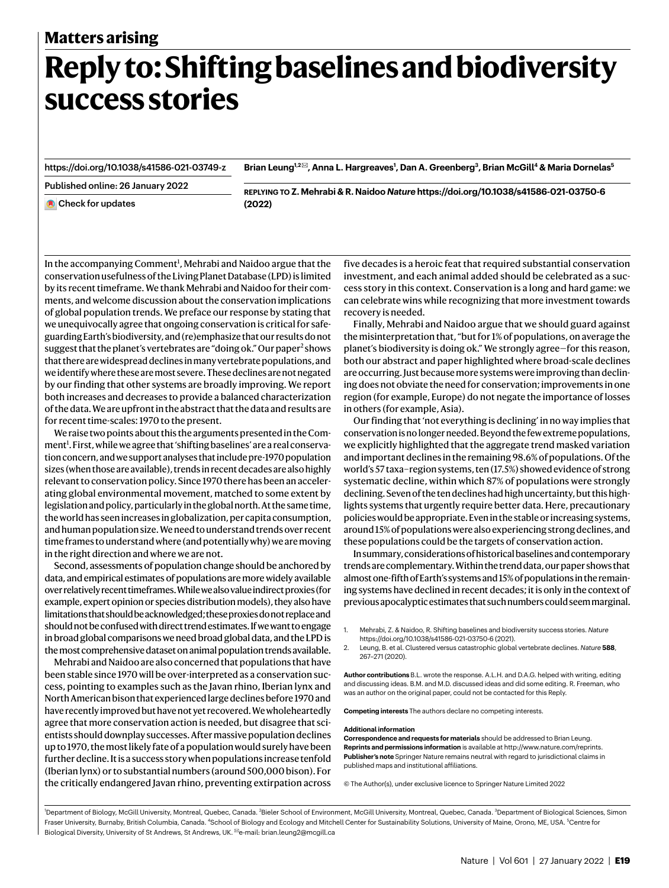**Matters arising**

# Reply to: Shifting baselines and biodiversity success stories

https://doi.org/10.1038/s41586-021-03749-z

Published online: 26 January 2022

Check for updates

**Brian Leung[1,2]✉, Anna L. Hargreaves[1], Dan A. Greenberg[3], Brian McGill[4] & Maria Dornelas[5]**

REPLYING TO **Z. Mehrabi & R. Naidoo *Nature* https://doi.org/10.1038/s41586-021-03750-6 (2022)**

In the accompanying Comment[1], Mehrabi and Naidoo argue that the conservation usefulness of the Living Planet Database (LPD) is limited by its recent timeframe. We thank Mehrabi and Naidoo for their comments, and welcome discussion about the conservation implications of global population trends. We preface our response by stating that we unequivocally agree that ongoing conservation is critical for safeguarding Earth's biodiversity, and (re)emphasize that our results do not suggest that the planet's vertebrates are "doing ok." Our paper[2] shows that there are widespread declines in many vertebrate populations, and we identify where these are most severe. These declines are not negated by our finding that other systems are broadly improving. We report both increases and decreases to provide a balanced characterization of the data. We are upfront in the abstract that the data and results are for recent time-scales: 1970 to the present.

We raise two points about this the arguments presented in the Comment[1]. First, while we agree that 'shifting baselines' are a real conservation concern, and we support analyses that include pre-1970 population sizes (when those are available), trends in recent decades are also highly relevant to conservation policy. Since 1970 there has been an accelerating global environmental movement, matched to some extent by legislation and policy, particularly in the global north. At the same time, the world has seen increases in globalization, per capita consumption, and human population size. We need to understand trends over recent time frames to understand where (and potentially why) we are moving in the right direction and where we are not.

Second, assessments of population change should be anchored by data, and empirical estimates of populations are more widely available over relatively recent timeframes. While we also value indirect proxies (for example, expert opinion or species distribution models), they also have limitations that should be acknowledged; these proxies do not replace and should not be confused with direct trend estimates. If we want to engage in broad global comparisons we need broad global data, and the LPD is the most comprehensive dataset on animal population trends available.

Mehrabi and Naidoo are also concerned that populations that have been stable since 1970 will be over-interpreted as a conservation success, pointing to examples such as the Javan rhino, Iberian lynx and North American bison that experienced large declines before 1970 and have recently improved but have not yet recovered. We wholeheartedly agree that more conservation action is needed, but disagree that scientists should downplay successes. After massive population declines up to 1970, the most likely fate of a population would surely have been further decline. It is a success story when populations increase tenfold (Iberian lynx) or to substantial numbers (around 500,000 bison). For the critically endangered Javan rhino, preventing extirpation across five decades is a heroic feat that required substantial conservation investment, and each animal added should be celebrated as a success story in this context. Conservation is a long and hard game: we can celebrate wins while recognizing that more investment towards recovery is needed.

Finally, Mehrabi and Naidoo argue that we should guard against the misinterpretation that, "but for 1% of populations, on average the planet's biodiversity is doing ok." We strongly agree—for this reason, both our abstract and paper highlighted where broad-scale declines are occurring. Just because more systems were improving than declining does not obviate the need for conservation; improvements in one region (for example, Europe) do not negate the importance of losses in others (for example, Asia).

Our finding that 'not everything is declining' in no way implies that conservation is no longer needed. Beyond the few extreme populations, we explicitly highlighted that the aggregate trend masked variation and important declines in the remaining 98.6% of populations. Of the world's 57 taxa–region systems, ten (17.5%) showed evidence of strong systematic decline, within which 87% of populations were strongly declining. Seven of the ten declines had high uncertainty, but this highlights systems that urgently require better data. Here, precautionary policies would be appropriate. Even in the stable or increasing systems, around 15% of populations were also experiencing strong declines, and these populations could be the targets of conservation action.

In summary, considerations of historical baselines and contemporary trends are complementary. Within the trend data, our paper shows that almost one-fifth of Earth's systems and 15% of populations in the remaining systems have declined in recent decades; it is only in the context of previous apocalyptic estimates that such numbers could seem marginal.

1. Mehrabi, Z. & Naidoo, R. Shifting baselines and biodiversity success stories. *Nature* https://doi.org/10.1038/s41586-021-03750-6 (2021).
2. Leung, B. et al. Clustered versus catastrophic global vertebrate declines. *Nature* **588**, 267–271 (2020).

**Author contributions** B.L. wrote the response. A.L.H. and D.A.G. helped with writing, editing and discussing ideas. B.M. and M.D. discussed ideas and did some editing. R. Freeman, who was an author on the original paper, could not be contacted for this Reply.

**Competing interests** The authors declare no competing interests.

**Additional information**

**Correspondence and requests for materials** should be addressed to Brian Leung.

**Reprints and permissions information** is available at http://www.nature.com/reprints.

**Publisher's note** Springer Nature remains neutral with regard to jurisdictional claims in published maps and institutional affiliations.

© The Author(s), under exclusive licence to Springer Nature Limited 2022

[1]Department of Biology, McGill University, Montreal, Quebec, Canada. [2]Bieler School of Environment, McGill University, Montreal, Quebec, Canada. [3]Department of Biological Sciences, Simon Fraser University, Burnaby, British Columbia, Canada. [4]School of Biology and Ecology and Mitchell Center for Sustainability Solutions, University of Maine, Orono, ME, USA. [5]Centre for Biological Diversity, University of St Andrews, St Andrews, UK. ✉e-mail: brian.leung2@mcgill.ca